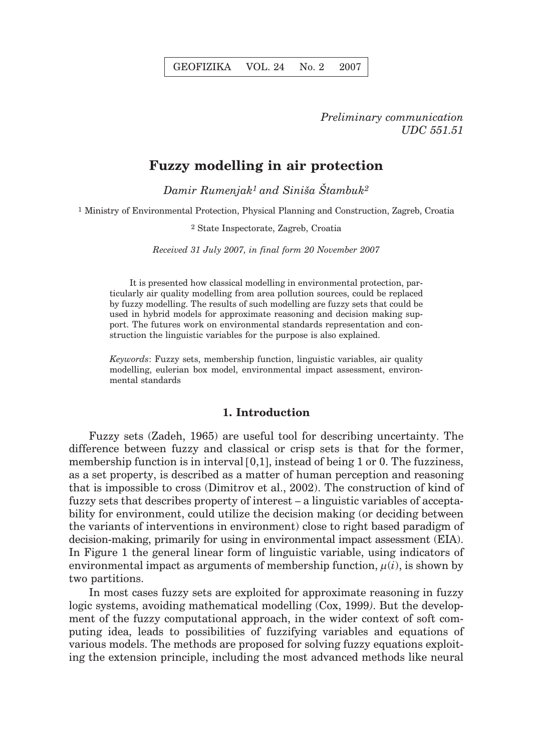*Preliminary communication*
*UDC 551.51*

# Fuzzy modelling in air protection

*Damir Rumenjak*[1] *and Siniša Štambuk*[2]

[1] Ministry of Environmental Protection, Physical Planning and Construction, Zagreb, Croatia

[2] State Inspectorate, Zagreb, Croatia

*Received 31 July 2007, in final form 20 November 2007*

It is presented how classical modelling in environmental protection, particularly air quality modelling from area pollution sources, could be replaced by fuzzy modelling. The results of such modelling are fuzzy sets that could be used in hybrid models for approximate reasoning and decision making support. The futures work on environmental standards representation and construction the linguistic variables for the purpose is also explained.

*Keywords*: Fuzzy sets, membership function, linguistic variables, air quality modelling, eulerian box model, environmental impact assessment, environmental standards

## 1. Introduction

Fuzzy sets (Zadeh, 1965) are useful tool for describing uncertainty. The difference between fuzzy and classical or crisp sets is that for the former, membership function is in interval [0,1], instead of being 1 or 0. The fuzziness, as a set property, is described as a matter of human perception and reasoning that is impossible to cross (Dimitrov et al., 2002). The construction of kind of fuzzy sets that describes property of interest – a linguistic variables of acceptability for environment, could utilize the decision making (or deciding between the variants of interventions in environment) close to right based paradigm of decision-making, primarily for using in environmental impact assessment (EIA). In Figure 1 the general linear form of linguistic variable, using indicators of environmental impact as arguments of membership function, $\mu(i)$, is shown by two partitions.

In most cases fuzzy sets are exploited for approximate reasoning in fuzzy logic systems, avoiding mathematical modelling (Cox, 1999). But the development of the fuzzy computational approach, in the wider context of soft computing idea, leads to possibilities of fuzzifying variables and equations of various models. The methods are proposed for solving fuzzy equations exploiting the extension principle, including the most advanced methods like neural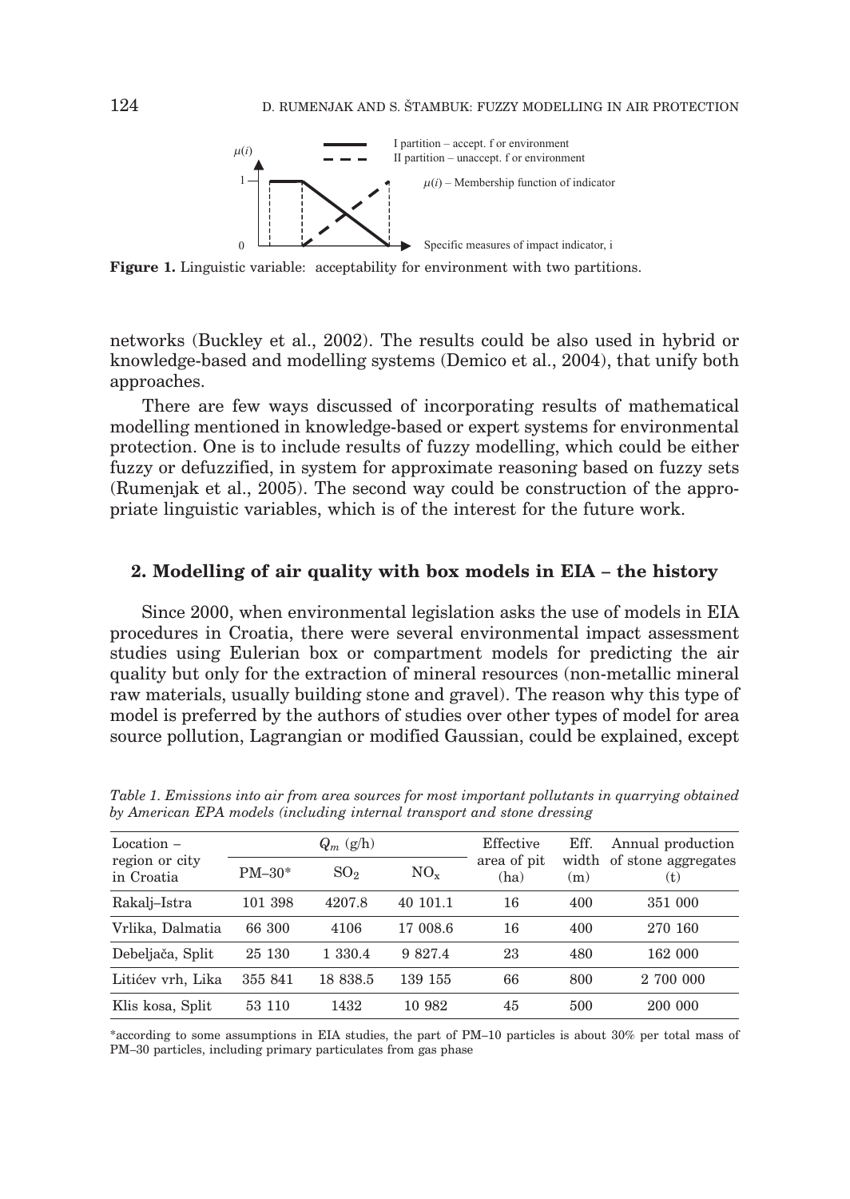Figure 1. Linguistic variable: acceptability for environment with two partitions.

networks (Buckley et al., 2002). The results could be also used in hybrid or knowledge-based and modelling systems (Demico et al., 2004), that unify both approaches.

There are few ways discussed of incorporating results of mathematical modelling mentioned in knowledge-based or expert systems for environmental protection. One is to include results of fuzzy modelling, which could be either fuzzy or defuzzified, in system for approximate reasoning based on fuzzy sets (Rumenjak et al., 2005). The second way could be construction of the appropriate linguistic variables, which is of the interest for the future work.

## 2. Modelling of air quality with box models in EIA – the history

Since 2000, when environmental legislation asks the use of models in EIA procedures in Croatia, there were several environmental impact assessment studies using Eulerian box or compartment models for predicting the air quality but only for the extraction of mineral resources (non-metallic mineral raw materials, usually building stone and gravel). The reason why this type of model is preferred by the authors of studies over other types of model for area source pollution, Lagrangian or modified Gaussian, could be explained, except

*Table 1. Emissions into air from area sources for most important pollutants in quarrying obtained by American EPA models (including internal transport and stone dressing*

| Location – region or city in Croatia | $Q_m$ (g/h) | | | Effective area of pit (ha) | Eff. width (m) | Annual production of stone aggregates (t) |
|---|---|---|---|---|---|---|
| | PM–30* | $SO_2$ | $NO_x$ | | | |
| Rakalj–Istra | 101 398 | 4207.8 | 40 101.1 | 16 | 400 | 351 000 |
| Vrlika, Dalmatia | 66 300 | 4106 | 17 008.6 | 16 | 400 | 270 160 |
| Debeljača, Split | 25 130 | 1 330.4 | 9 827.4 | 23 | 480 | 162 000 |
| Litićev vrh, Lika | 355 841 | 18 838.5 | 139 155 | 66 | 800 | 2 700 000 |
| Klis kosa, Split | 53 110 | 1432 | 10 982 | 45 | 500 | 200 000 |

*according to some assumptions in EIA studies, the part of PM–10 particles is about 30% per total mass of PM–30 particles, including primary particulates from gas phase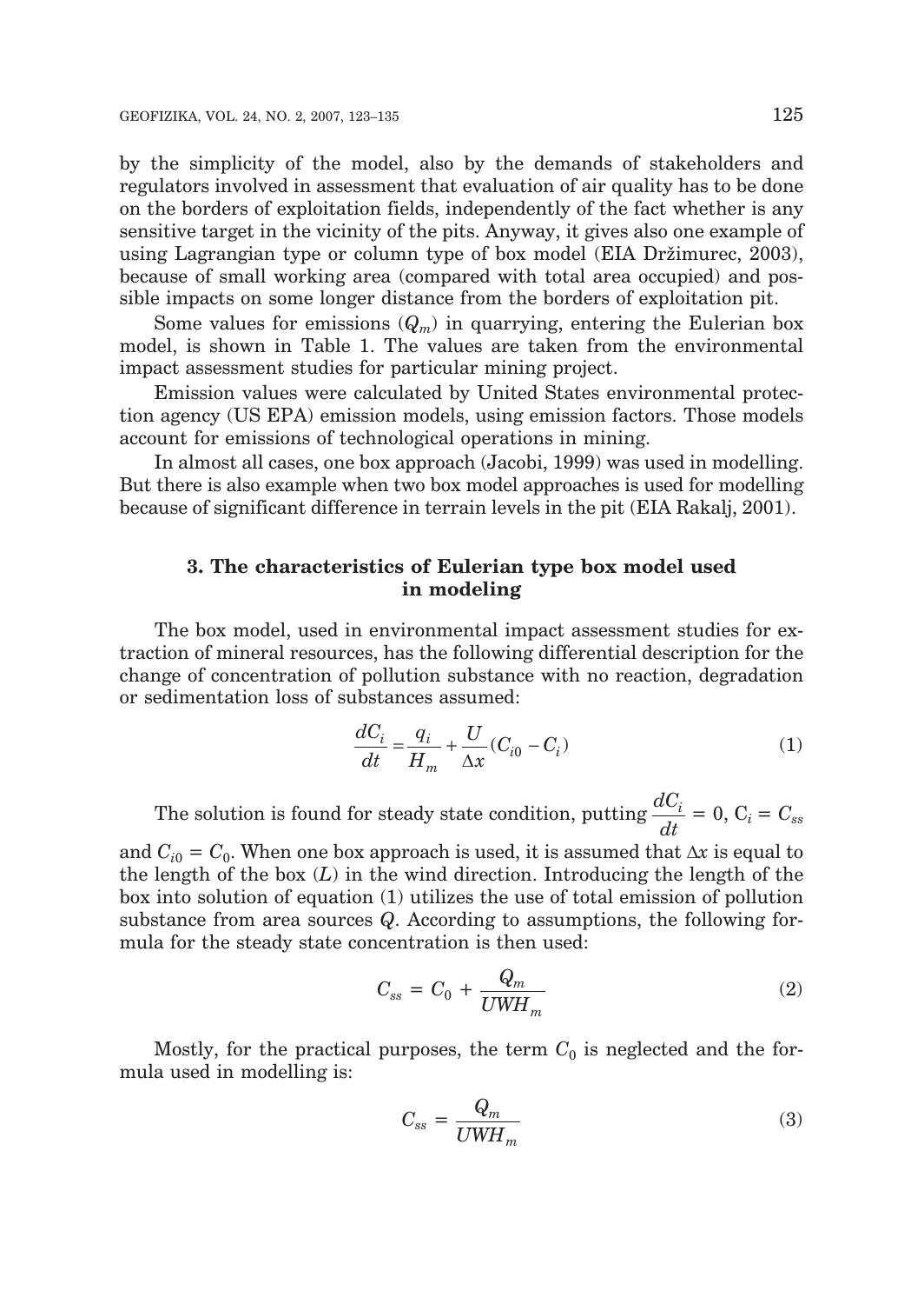by the simplicity of the model, also by the demands of stakeholders and regulators involved in assessment that evaluation of air quality has to be done on the borders of exploitation fields, independently of the fact whether is any sensitive target in the vicinity of the pits. Anyway, it gives also one example of using Lagrangian type or column type of box model (EIA Držimurec, 2003), because of small working area (compared with total area occupied) and possible impacts on some longer distance from the borders of exploitation pit.

Some values for emissions ($Q_m$) in quarrying, entering the Eulerian box model, is shown in Table 1. The values are taken from the environmental impact assessment studies for particular mining project.

Emission values were calculated by United States environmental protection agency (US EPA) emission models, using emission factors. Those models account for emissions of technological operations in mining.

In almost all cases, one box approach (Jacobi, 1999) was used in modelling. But there is also example when two box model approaches is used for modelling because of significant difference in terrain levels in the pit (EIA Rakalj, 2001).

## 3. The characteristics of Eulerian type box model used in modeling

The box model, used in environmental impact assessment studies for extraction of mineral resources, has the following differential description for the change of concentration of pollution substance with no reaction, degradation or sedimentation loss of substances assumed:

$$\frac{dC_i}{dt} = \frac{q_i}{H_m} + \frac{U}{\Delta x}(C_{i0} - C_i) \tag{1}$$

The solution is found for steady state condition, putting $\frac{dC_i}{dt} = 0$, $C_i = C_{ss}$ and $C_{i0} = C_0$. When one box approach is used, it is assumed that $\Delta x$ is equal to the length of the box ($L$) in the wind direction. Introducing the length of the box into solution of equation (1) utilizes the use of total emission of pollution substance from area sources $Q$. According to assumptions, the following formula for the steady state concentration is then used:

$$C_{ss} = C_0 + \frac{Q_m}{UWH_m} \tag{2}$$

Mostly, for the practical purposes, the term $C_0$ is neglected and the formula used in modelling is:

$$C_{ss} = \frac{Q_m}{UWH_m} \tag{3}$$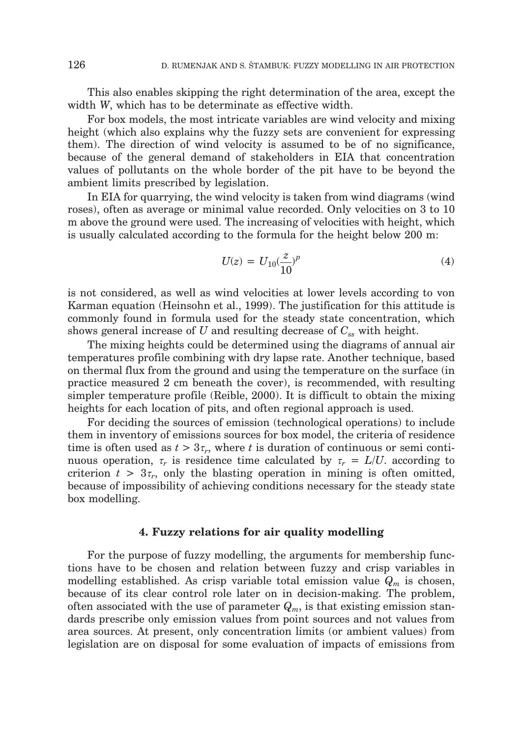This also enables skipping the right determination of the area, except the width $W$, which has to be determinate as effective width.

For box models, the most intricate variables are wind velocity and mixing height (which also explains why the fuzzy sets are convenient for expressing them). The direction of wind velocity is assumed to be of no significance, because of the general demand of stakeholders in EIA that concentration values of pollutants on the whole border of the pit have to be beyond the ambient limits prescribed by legislation.

In EIA for quarrying, the wind velocity is taken from wind diagrams (wind roses), often as average or minimal value recorded. Only velocities on 3 to 10 m above the ground were used. The increasing of velocities with height, which is usually calculated according to the formula for the height below 200 m:

$$U(z) = U_{10}(\frac{z}{10})^{p} \tag{4}$$

is not considered, as well as wind velocities at lower levels according to von Karman equation (Heinsohn et al., 1999). The justification for this attitude is commonly found in formula used for the steady state concentration, which shows general increase of $U$ and resulting decrease of $C_{ss}$ with height.

The mixing heights could be determined using the diagrams of annual air temperatures profile combining with dry lapse rate. Another technique, based on thermal flux from the ground and using the temperature on the surface (in practice measured 2 cm beneath the cover), is recommended, with resulting simpler temperature profile (Reible, 2000). It is difficult to obtain the mixing heights for each location of pits, and often regional approach is used.

For deciding the sources of emission (technological operations) to include them in inventory of emissions sources for box model, the criteria of residence time is often used as $t > 3\tau_r$, where $t$ is duration of continuous or semi continuous operation, $\tau_r$ is residence time calculated by $\tau_r = L/U$. according to criterion $t > 3\tau_r$, only the blasting operation in mining is often omitted, because of impossibility of achieving conditions necessary for the steady state box modelling.

### 4. Fuzzy relations for air quality modelling

For the purpose of fuzzy modelling, the arguments for membership functions have to be chosen and relation between fuzzy and crisp variables in modelling established. As crisp variable total emission value $Q_m$ is chosen, because of its clear control role later on in decision-making. The problem, often associated with the use of parameter $Q_m$, is that existing emission standards prescribe only emission values from point sources and not values from area sources. At present, only concentration limits (or ambient values) from legislation are on disposal for some evaluation of impacts of emissions from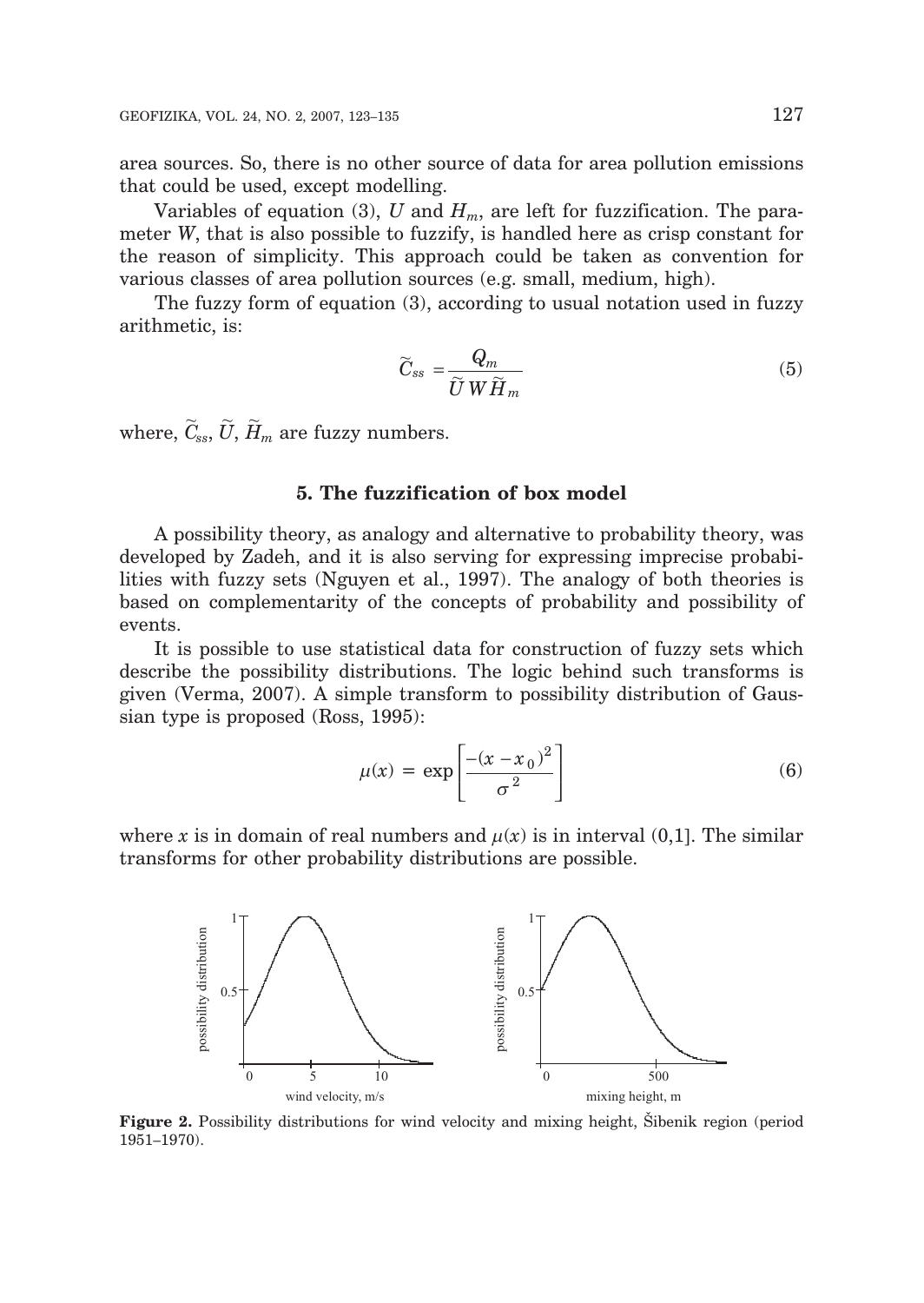area sources. So, there is no other source of data for area pollution emissions that could be used, except modelling.

Variables of equation (3), $U$ and $H_m$, are left for fuzzification. The parameter $W$, that is also possible to fuzzify, is handled here as crisp constant for the reason of simplicity. This approach could be taken as convention for various classes of area pollution sources (e.g. small, medium, high).

The fuzzy form of equation (3), according to usual notation used in fuzzy arithmetic, is:

$$\widetilde{C}_{ss} = \frac{Q_m}{\widetilde{U}\,W\,\widetilde{H}_m} \tag{5}$$

where, $\widetilde{C}_{ss}$, $\widetilde{U}$, $\widetilde{H}_m$ are fuzzy numbers.

## 5. The fuzzification of box model

A possibility theory, as analogy and alternative to probability theory, was developed by Zadeh, and it is also serving for expressing imprecise probabilities with fuzzy sets (Nguyen et al., 1997). The analogy of both theories is based on complementarity of the concepts of probability and possibility of events.

It is possible to use statistical data for construction of fuzzy sets which describe the possibility distributions. The logic behind such transforms is given (Verma, 2007). A simple transform to possibility distribution of Gaussian type is proposed (Ross, 1995):

$$\mu(x) = \exp\left[\frac{-(x - x_0)^2}{\sigma^2}\right] \tag{6}$$

where $x$ is in domain of real numbers and $\mu(x)$ is in interval (0,1]. The similar transforms for other probability distributions are possible.

**Figure 2.** Possibility distributions for wind velocity and mixing height, Šibenik region (period 1951–1970).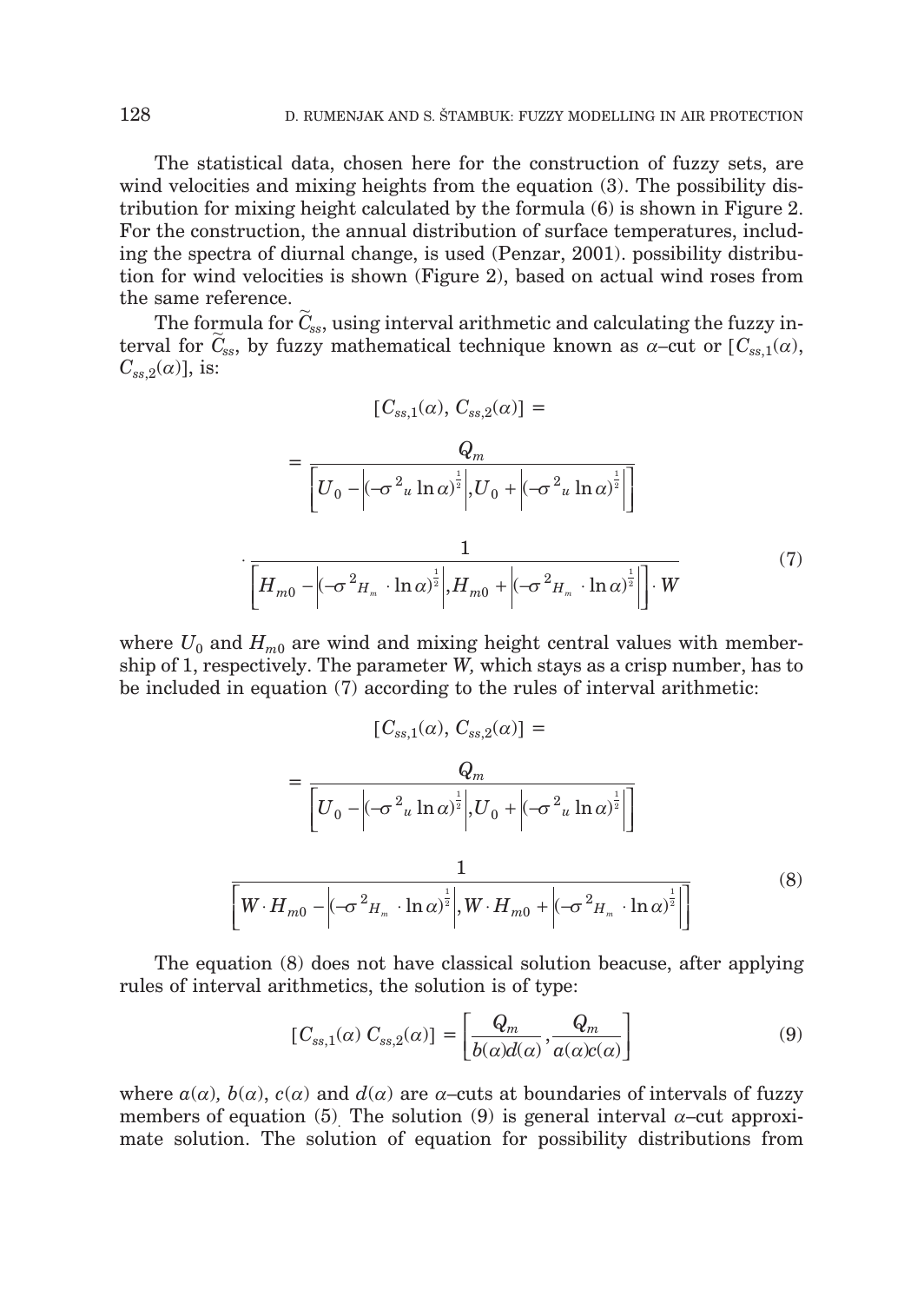The statistical data, chosen here for the construction of fuzzy sets, are wind velocities and mixing heights from the equation (3). The possibility distribution for mixing height calculated by the formula (6) is shown in Figure 2. For the construction, the annual distribution of surface temperatures, including the spectra of diurnal change, is used (Penzar, 2001). possibility distribution for wind velocities is shown (Figure 2), based on actual wind roses from the same reference.

The formula for $\widetilde{C}_{ss}$, using interval arithmetic and calculating the fuzzy interval for $\widetilde{C}_{ss}$, by fuzzy mathematical technique known as $\alpha$–cut or $[C_{ss,1}(\alpha), C_{ss,2}(\alpha)]$, is:

$$[C_{ss,1}(\alpha),\, C_{ss,2}(\alpha)] = \\ = \frac{Q_m}{\left[U_0 - \left|(-\sigma^2{}_u \ln \alpha)^{\frac{1}{2}}\right|, U_0 + \left|(-\sigma^2{}_u \ln \alpha)^{\frac{1}{2}}\right|\right]} \\ \cdot \frac{1}{\left[H_{m0} - \left|(-\sigma^2{}_{H_m} \cdot \ln \alpha)^{\frac{1}{2}}\right|, H_{m0} + \left|(-\sigma^2{}_{H_m} \cdot \ln \alpha)^{\frac{1}{2}}\right|\right] \cdot W} \tag{7}$$

where $U_0$ and $H_{m0}$ are wind and mixing height central values with membership of 1, respectively. The parameter $W$, which stays as a crisp number, has to be included in equation (7) according to the rules of interval arithmetic:

$$[C_{ss,1}(\alpha),\, C_{ss,2}(\alpha)] = \\ = \frac{Q_m}{\left[U_0 - \left|(-\sigma^2{}_u \ln \alpha)^{\frac{1}{2}}\right|, U_0 + \left|(-\sigma^2{}_u \ln \alpha)^{\frac{1}{2}}\right|\right]} \\ \frac{1}{\left[W \cdot H_{m0} - \left|(-\sigma^2{}_{H_m} \cdot \ln \alpha)^{\frac{1}{2}}\right|, W \cdot H_{m0} + \left|(-\sigma^2{}_{H_m} \cdot \ln \alpha)^{\frac{1}{2}}\right|\right]} \tag{8}$$

The equation (8) does not have classical solution beacuse, after applying rules of interval arithmetics, the solution is of type:

$$[C_{ss,1}(\alpha)\; C_{ss,2}(\alpha)] = \left[\frac{Q_m}{b(\alpha)d(\alpha)}, \frac{Q_m}{a(\alpha)c(\alpha)}\right] \tag{9}$$

where $a(\alpha)$, $b(\alpha)$, $c(\alpha)$ and $d(\alpha)$ are $\alpha$–cuts at boundaries of intervals of fuzzy members of equation (5). The solution (9) is general interval $\alpha$–cut approximate solution. The solution of equation for possibility distributions from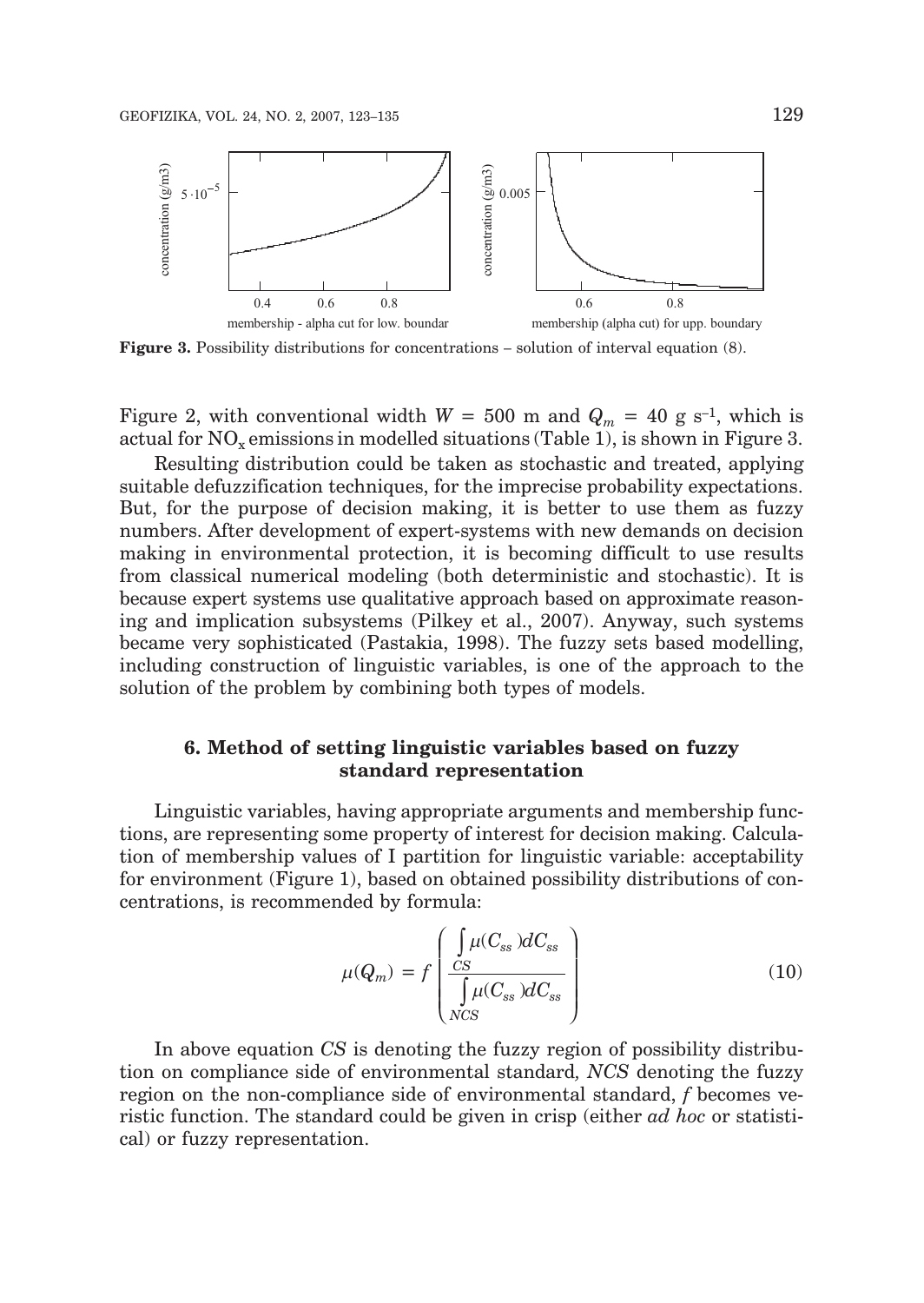Figure 3. Possibility distributions for concentrations – solution of interval equation (8).

Figure 2, with conventional width $W = 500$ m and $Q_m = 40$ g s$^{-1}$, which is actual for $NO_x$ emissions in modelled situations (Table 1), is shown in Figure 3.

Resulting distribution could be taken as stochastic and treated, applying suitable defuzzification techniques, for the imprecise probability expectations. But, for the purpose of decision making, it is better to use them as fuzzy numbers. After development of expert-systems with new demands on decision making in environmental protection, it is becoming difficult to use results from classical numerical modeling (both deterministic and stochastic). It is because expert systems use qualitative approach based on approximate reasoning and implication subsystems (Pilkey et al., 2007). Anyway, such systems became very sophisticated (Pastakia, 1998). The fuzzy sets based modelling, including construction of linguistic variables, is one of the approach to the solution of the problem by combining both types of models.

## 6. Method of setting linguistic variables based on fuzzy standard representation

Linguistic variables, having appropriate arguments and membership functions, are representing some property of interest for decision making. Calculation of membership values of I partition for linguistic variable: acceptability for environment (Figure 1), based on obtained possibility distributions of concentrations, is recommended by formula:

$$\mu(Q_m) = f\left(\frac{\int_{CS} \mu(C_{ss})dC_{ss}}{\int_{NCS} \mu(C_{ss})dC_{ss}}\right) \tag{10}$$

In above equation *CS* is denoting the fuzzy region of possibility distribution on compliance side of environmental standard, *NCS* denoting the fuzzy region on the non-compliance side of environmental standard, *f* becomes veristic function. The standard could be given in crisp (either *ad hoc* or statistical) or fuzzy representation.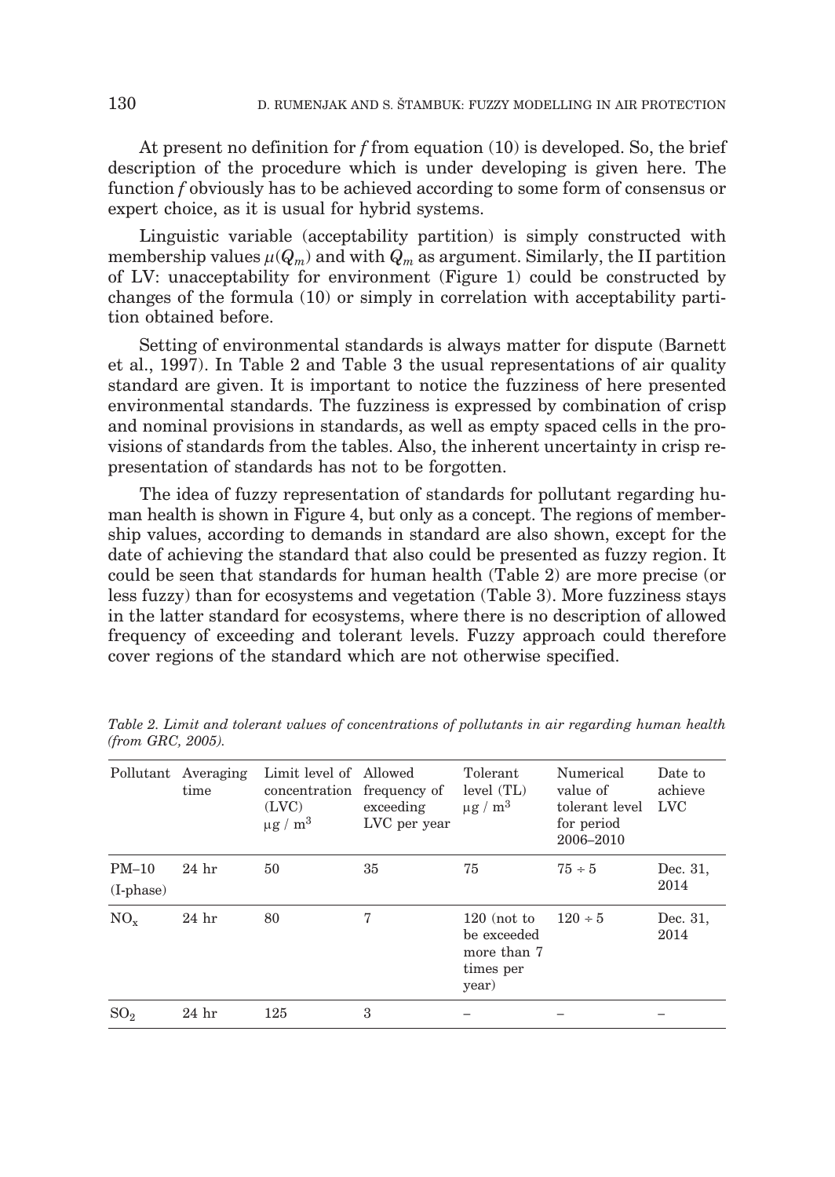At present no definition for *f* from equation (10) is developed. So, the brief description of the procedure which is under developing is given here. The function *f* obviously has to be achieved according to some form of consensus or expert choice, as it is usual for hybrid systems.

Linguistic variable (acceptability partition) is simply constructed with membership values $\mu(Q_m)$ and with $Q_m$ as argument. Similarly, the II partition of LV: unacceptability for environment (Figure 1) could be constructed by changes of the formula (10) or simply in correlation with acceptability partition obtained before.

Setting of environmental standards is always matter for dispute (Barnett et al., 1997). In Table 2 and Table 3 the usual representations of air quality standard are given. It is important to notice the fuzziness of here presented environmental standards. The fuzziness is expressed by combination of crisp and nominal provisions in standards, as well as empty spaced cells in the provisions of standards from the tables. Also, the inherent uncertainty in crisp representation of standards has not to be forgotten.

The idea of fuzzy representation of standards for pollutant regarding human health is shown in Figure 4, but only as a concept. The regions of membership values, according to demands in standard are also shown, except for the date of achieving the standard that also could be presented as fuzzy region. It could be seen that standards for human health (Table 2) are more precise (or less fuzzy) than for ecosystems and vegetation (Table 3). More fuzziness stays in the latter standard for ecosystems, where there is no description of allowed frequency of exceeding and tolerant levels. Fuzzy approach could therefore cover regions of the standard which are not otherwise specified.

*Table 2. Limit and tolerant values of concentrations of pollutants in air regarding human health (from GRC, 2005).*

| Pollutant | Averaging time | Limit level of concentration (LVC) $\mu g$ / $m^3$ | Allowed frequency of exceeding LVC per year | Tolerant level (TL) $\mu g$ / $m^3$ | Numerical value of tolerant level for period 2006–2010 | Date to achieve LVC |
|---|---|---|---|---|---|---|
| PM–10 (I-phase) | 24 hr | 50 | 35 | 75 | $75 \div 5$ | Dec. 31, 2014 |
| $NO_x$ | 24 hr | 80 | 7 | 120 (not to be exceeded more than 7 times per year) | $120 \div 5$ | Dec. 31, 2014 |
| $SO_2$ | 24 hr | 125 | 3 | – | – | – |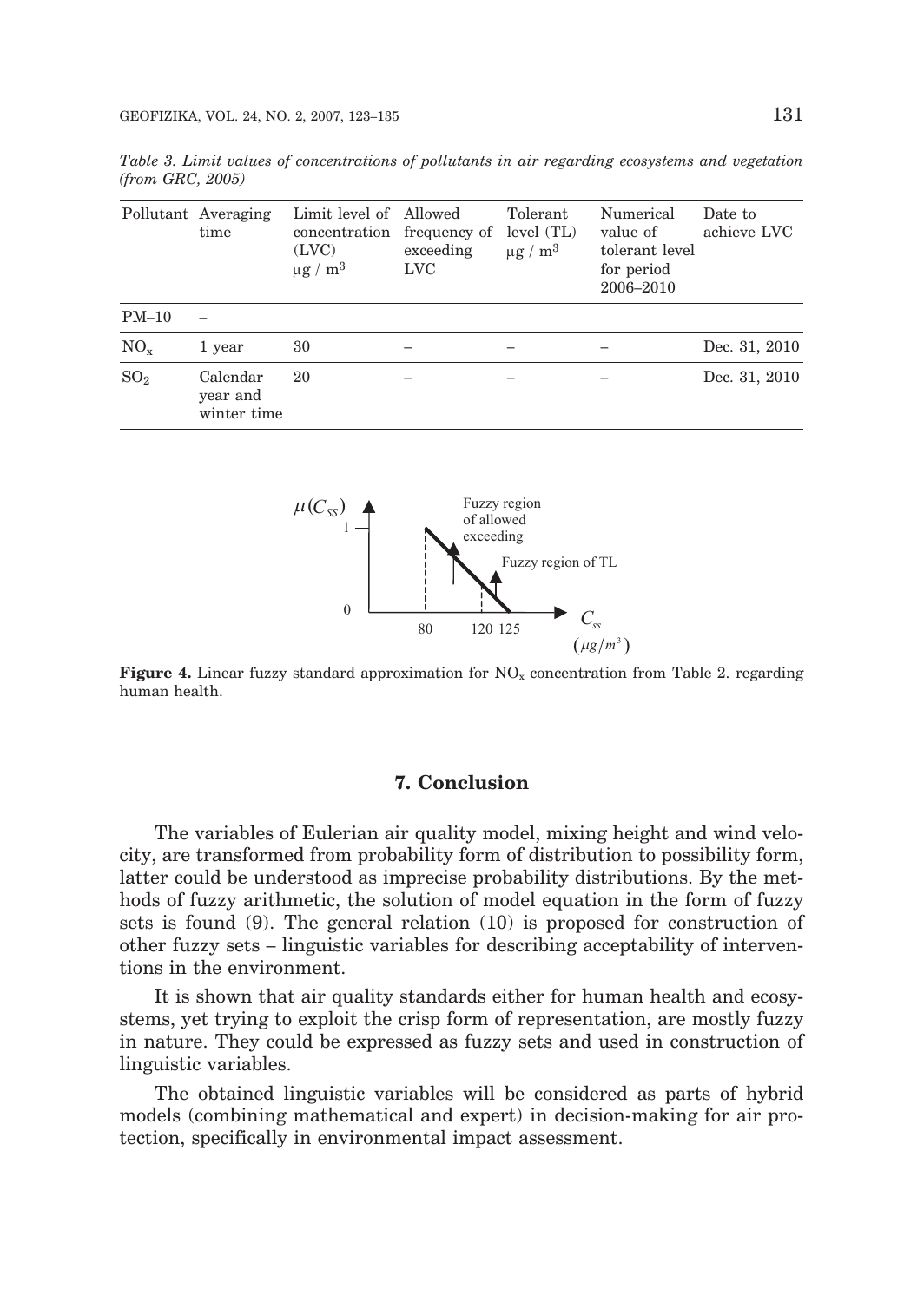*Table 3. Limit values of concentrations of pollutants in air regarding ecosystems and vegetation (from GRC, 2005)*

| Pollutant | Averaging time | Limit level of concentration (LVC) μg / m$^3$ | Allowed frequency of exceeding LVC | Tolerant level (TL) μg / m$^3$ | Numerical value of tolerant level for period 2006–2010 | Date to achieve LVC |
|---|---|---|---|---|---|---|
| PM–10 | – | | | | | |
| $NO_x$ | 1 year | 30 | – | – | – | Dec. 31, 2010 |
| $SO_2$ | Calendar year and winter time | 20 | – | – | – | Dec. 31, 2010 |

**Figure 4.** Linear fuzzy standard approximation for $NO_x$ concentration from Table 2. regarding human health.

## 7. Conclusion

The variables of Eulerian air quality model, mixing height and wind velocity, are transformed from probability form of distribution to possibility form, latter could be understood as imprecise probability distributions. By the methods of fuzzy arithmetic, the solution of model equation in the form of fuzzy sets is found (9). The general relation (10) is proposed for construction of other fuzzy sets – linguistic variables for describing acceptability of interventions in the environment.

It is shown that air quality standards either for human health and ecosystems, yet trying to exploit the crisp form of representation, are mostly fuzzy in nature. They could be expressed as fuzzy sets and used in construction of linguistic variables.

The obtained linguistic variables will be considered as parts of hybrid models (combining mathematical and expert) in decision-making for air protection, specifically in environmental impact assessment.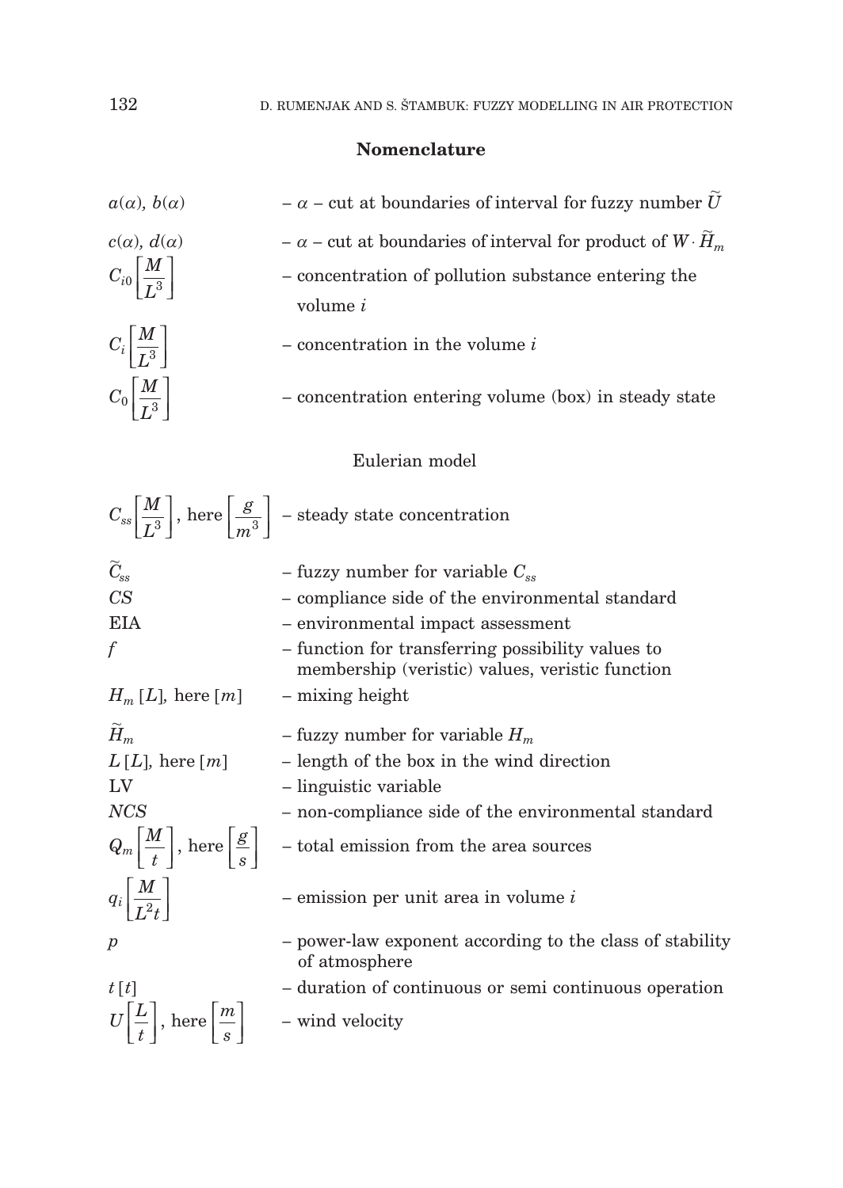## Nomenclature

| | |
|---|---|
| $a(\alpha)$, $b(\alpha)$ | – $\alpha$ – cut at boundaries of interval for fuzzy number $\widetilde{U}$ |
| $c(\alpha)$, $d(\alpha)$ | – $\alpha$ – cut at boundaries of interval for product of $W \cdot \widetilde{H}_m$ |
| $C_{i0}\left[\frac{M}{L^3}\right]$ | – concentration of pollution substance entering the volume $i$ |
| $C_i\left[\frac{M}{L^3}\right]$ | – concentration in the volume $i$ |
| $C_0\left[\frac{M}{L^3}\right]$ | – concentration entering volume (box) in steady state |

Eulerian model

| | |
|---|---|
| $C_{ss}\left[\frac{M}{L^3}\right]$, here $\left[\frac{g}{m^3}\right]$ | – steady state concentration |
| $\widetilde{C}_{ss}$ | – fuzzy number for variable $C_{ss}$ |
| $CS$ | – compliance side of the environmental standard |
| EIA | – environmental impact assessment |
| $f$ | – function for transferring possibility values to membership (veristic) values, veristic function |
| $H_m$ $[L]$, here $[m]$ | – mixing height |
| $\widetilde{H}_m$ | – fuzzy number for variable $H_m$ |
| $L$ $[L]$, here $[m]$ | – length of the box in the wind direction |
| LV | – linguistic variable |
| $NCS$ | – non-compliance side of the environmental standard |
| $Q_m\left[\frac{M}{t}\right]$, here $\left[\frac{g}{s}\right]$ | – total emission from the area sources |
| $q_i\left[\frac{M}{L^2 t}\right]$ | – emission per unit area in volume $i$ |
| $p$ | – power-law exponent according to the class of stability of atmosphere |
| $t$ $[t]$ | – duration of continuous or semi continuous operation |
| $U\left[\frac{L}{t}\right]$, here $\left[\frac{m}{s}\right]$ | – wind velocity |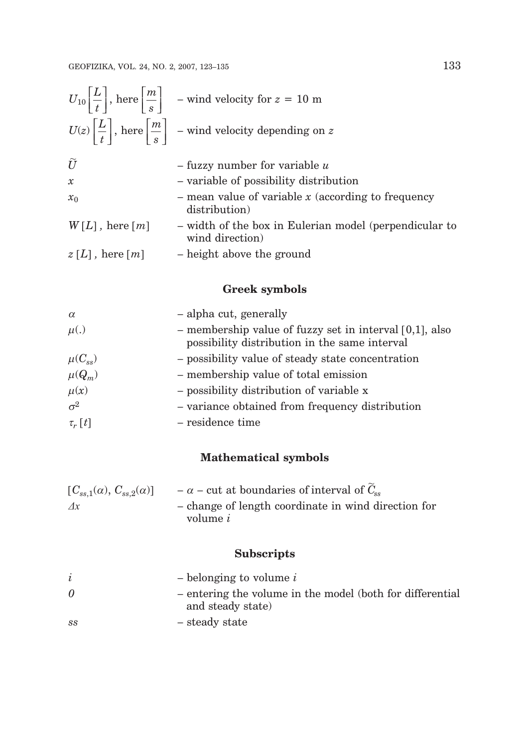$U_{10}\left[\frac{L}{t}\right]$, here $\left[\frac{m}{s}\right]$ – wind velocity for $z = 10$ m

$U(z)\left[\frac{L}{t}\right]$, here $\left[\frac{m}{s}\right]$ – wind velocity depending on $z$

$\widetilde{U}$ – fuzzy number for variable $u$

$x$ – variable of possibility distribution

$x_0$ – mean value of variable $x$ (according to frequency distribution)

$W[L]$, here $[m]$ – width of the box in Eulerian model (perpendicular to wind direction)

$z[L]$, here $[m]$ – height above the ground

## Greek symbols

$\alpha$ – alpha cut, generally

$\mu(.)$ – membership value of fuzzy set in interval [0,1], also possibility distribution in the same interval

$\mu(C_{ss})$ – possibility value of steady state concentration

$\mu(Q_m)$ – membership value of total emission

$\mu(x)$ – possibility distribution of variable x

$\sigma^2$ – variance obtained from frequency distribution

$\tau_r[t]$ – residence time

## Mathematical symbols

$[C_{ss,1}(\alpha), C_{ss,2}(\alpha)]$ – $\alpha$ – cut at boundaries of interval of $\widetilde{C}_{ss}$

$\Delta x$ – change of length coordinate in wind direction for volume $i$

## Subscripts

$i$ – belonging to volume $i$

$0$ – entering the volume in the model (both for differential and steady state)

$ss$ – steady state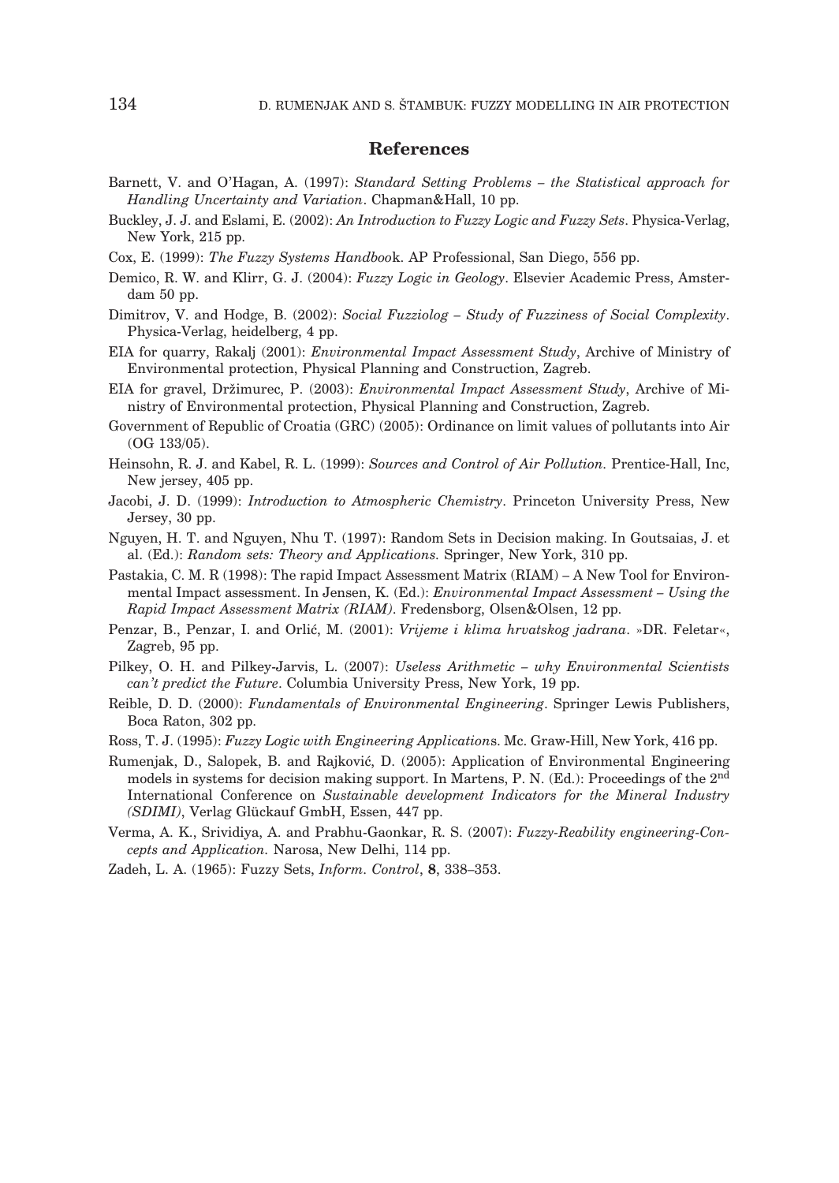## References

Barnett, V. and O'Hagan, A. (1997): *Standard Setting Problems – the Statistical approach for Handling Uncertainty and Variation*. Chapman&Hall, 10 pp.

Buckley, J. J. and Eslami, E. (2002): *An Introduction to Fuzzy Logic and Fuzzy Sets*. Physica-Verlag, New York, 215 pp.

Cox, E. (1999): *The Fuzzy Systems Handboo*k. AP Professional, San Diego, 556 pp.

Demico, R. W. and Klirr, G. J. (2004): *Fuzzy Logic in Geology*. Elsevier Academic Press, Amsterdam 50 pp.

Dimitrov, V. and Hodge, B. (2002): *Social Fuzziolog – Study of Fuzziness of Social Complexity*. Physica-Verlag, heidelberg, 4 pp.

EIA for quarry, Rakalj (2001): *Environmental Impact Assessment Study*, Archive of Ministry of Environmental protection, Physical Planning and Construction, Zagreb.

EIA for gravel, Držimurec, P. (2003): *Environmental Impact Assessment Study*, Archive of Ministry of Environmental protection, Physical Planning and Construction, Zagreb.

Government of Republic of Croatia (GRC) (2005): Ordinance on limit values of pollutants into Air (OG 133/05).

Heinsohn, R. J. and Kabel, R. L. (1999): *Sources and Control of Air Pollution*. Prentice-Hall, Inc, New jersey, 405 pp.

Jacobi, J. D. (1999): *Introduction to Atmospheric Chemistry*. Princeton University Press, New Jersey, 30 pp.

Nguyen, H. T. and Nguyen, Nhu T. (1997): Random Sets in Decision making. In Goutsaias, J. et al. (Ed.): *Random sets: Theory and Applications*. Springer, New York, 310 pp.

Pastakia, C. M. R (1998): The rapid Impact Assessment Matrix (RIAM) – A New Tool for Environmental Impact assessment. In Jensen, K. (Ed.): *Environmental Impact Assessment – Using the Rapid Impact Assessment Matrix (RIAM)*. Fredensborg, Olsen&Olsen, 12 pp.

Penzar, B., Penzar, I. and Orlić, M. (2001): *Vrijeme i klima hrvatskog jadrana*. »DR. Feletar«, Zagreb, 95 pp.

Pilkey, O. H. and Pilkey-Jarvis, L. (2007): *Useless Arithmetic – why Environmental Scientists can't predict the Future*. Columbia University Press, New York, 19 pp.

Reible, D. D. (2000): *Fundamentals of Environmental Engineering*. Springer Lewis Publishers, Boca Raton, 302 pp.

Ross, T. J. (1995): *Fuzzy Logic with Engineering Application*s. Mc. Graw-Hill, New York, 416 pp.

Rumenjak, D., Salopek, B. and Rajković, D. (2005): Application of Environmental Engineering models in systems for decision making support. In Martens, P. N. (Ed.): Proceedings of the 2nd International Conference on *Sustainable development Indicators for the Mineral Industry (SDIMI)*, Verlag Glückauf GmbH, Essen, 447 pp.

Verma, A. K., Srividiya, A. and Prabhu-Gaonkar, R. S. (2007): *Fuzzy-Reability engineering-Concepts and Application.* Narosa, New Delhi, 114 pp.

Zadeh, L. A. (1965): Fuzzy Sets, *Inform. Control*, **8**, 338–353.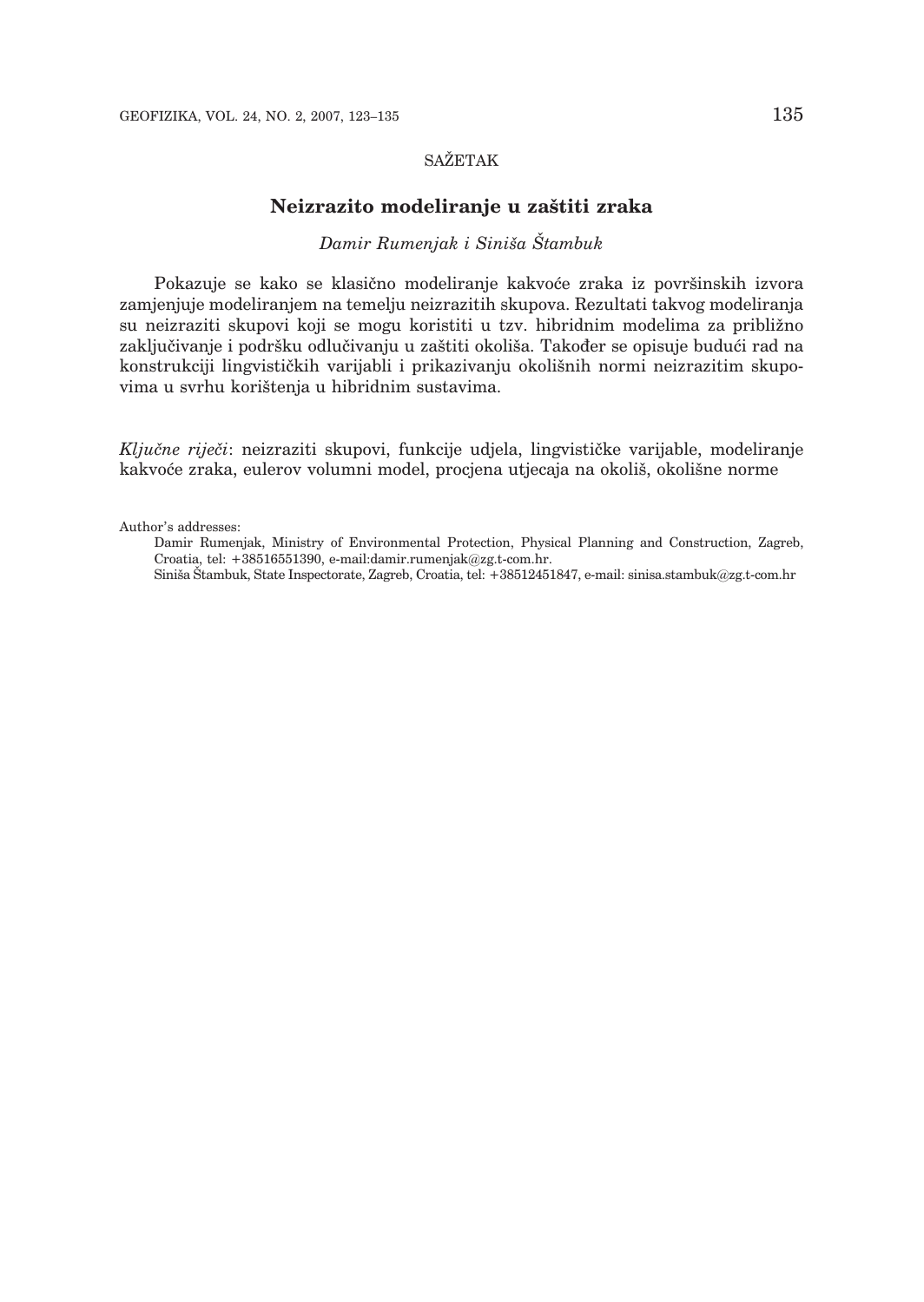## SAŽETAK

### Neizrazito modeliranje u zaštiti zraka

*Damir Rumenjak i Siniša Štambuk*

Pokazuje se kako se klasično modeliranje kakvoće zraka iz površinskih izvora zamjenjuje modeliranjem na temelju neizrazitih skupova. Rezultati takvog modeliranja su neizraziti skupovi koji se mogu koristiti u tzv. hibridnim modelima za približno zaključivanje i podršku odlučivanju u zaštiti okoliša. Također se opisuje budući rad na konstrukciji lingvističkih varijabli i prikazivanju okolišnih normi neizrazitim skupovima u svrhu korištenja u hibridnim sustavima.

*Ključne riječi*: neizraziti skupovi, funkcije udjela, lingvističke varijable, modeliranje kakvoće zraka, eulerov volumni model, procjena utjecaja na okoliš, okolišne norme

Author's addresses:

Damir Rumenjak, Ministry of Environmental Protection, Physical Planning and Construction, Zagreb, Croatia, tel: +38516551390, e-mail:damir.rumenjak@zg.t-com.hr.

Siniša Štambuk, State Inspectorate, Zagreb, Croatia, tel: +38512451847, e-mail: sinisa.stambuk@zg.t-com.hr